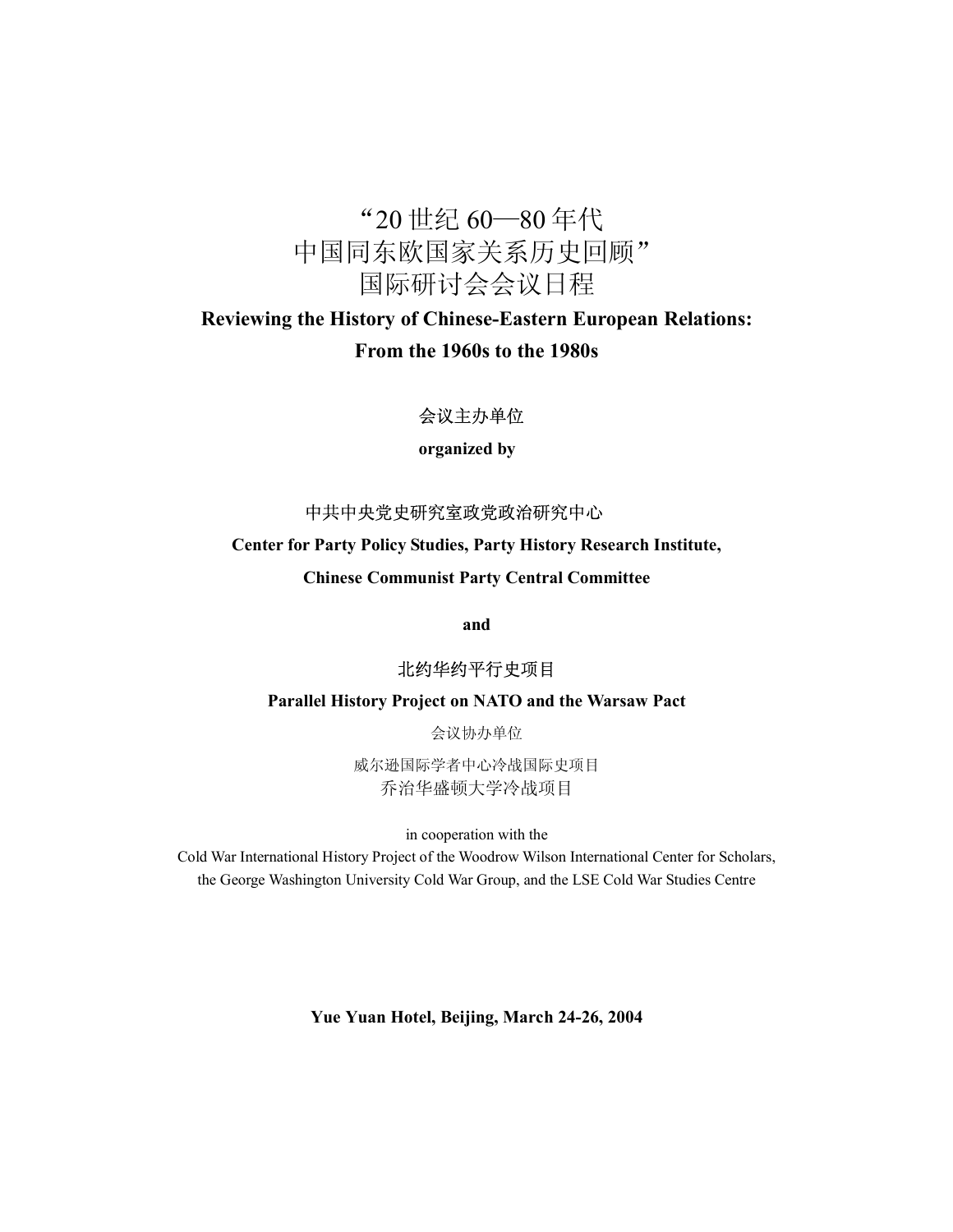# "20 世纪 60—80 年代
# 中国同东欧国家关系历史回顾"
# 国际研讨会会议日程

**Reviewing the History of Chinese-Eastern European Relations:**

**From the 1960s to the 1980s**

会议主办单位

**organized by**

中共中央党史研究室政党政治研究中心

**Center for Party Policy Studies, Party History Research Institute,**

**Chinese Communist Party Central Committee**

**and**

北约华约平行史项目

**Parallel History Project on NATO and the Warsaw Pact**

会议协办单位

威尔逊国际学者中心冷战国际史项目
乔治华盛顿大学冷战项目

in cooperation with the
Cold War International History Project of the Woodrow Wilson International Center for Scholars,
the George Washington University Cold War Group, and the LSE Cold War Studies Centre

**Yue Yuan Hotel, Beijing, March 24-26, 2004**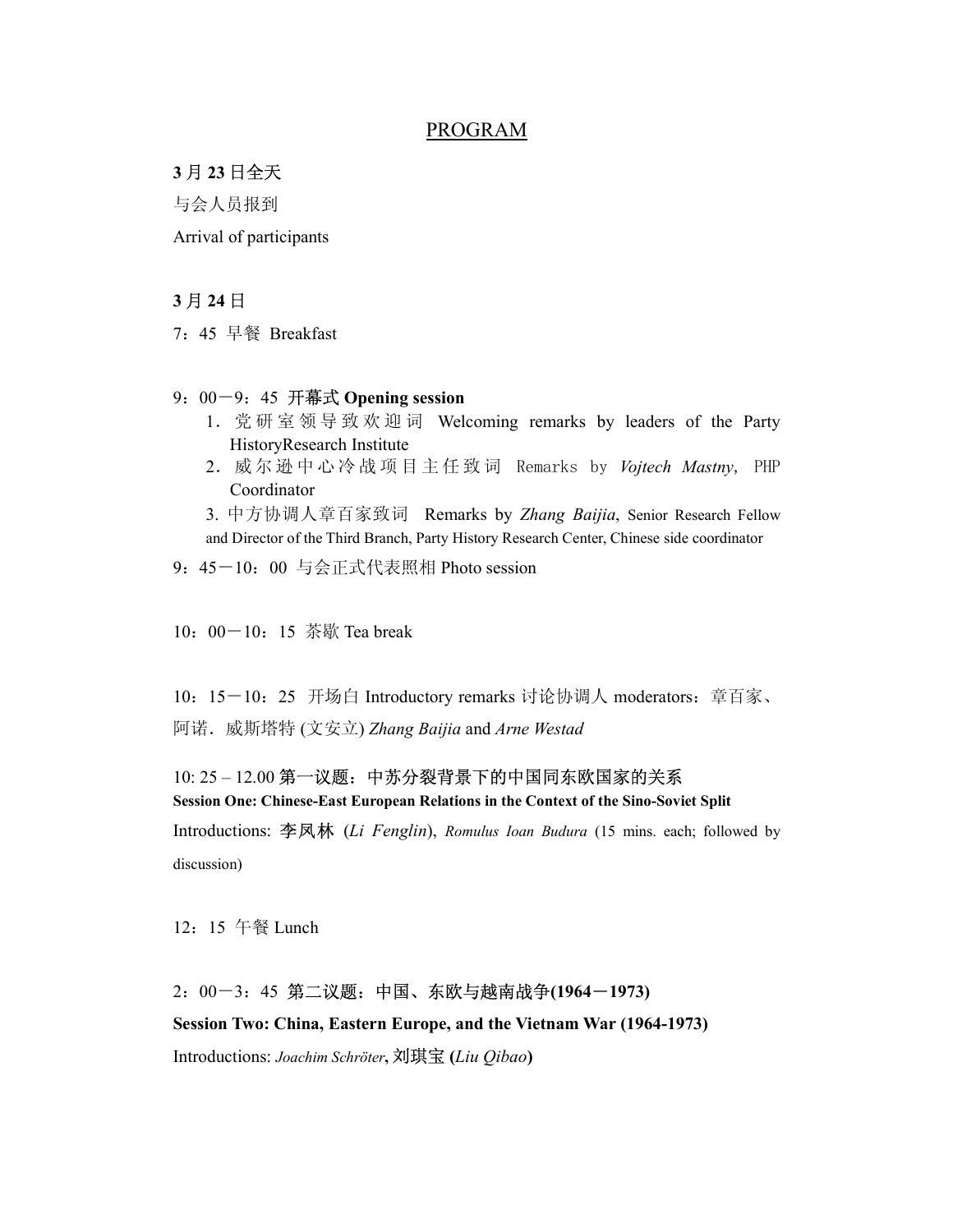## PROGRAM

**3** 月 **23** 日全天

与会人员报到

Arrival of participants

**3** 月 **24** 日

7：45 早餐 Breakfast

9：00－9：45 **开幕式 Opening session**

1. 党研室领导致欢迎词 Welcoming remarks by leaders of the Party HistoryResearch Institute
2. 威尔逊中心冷战项目主任致词 Remarks by *Vojtech Mastny*, PHP Coordinator
3. 中方协调人章百家致词 Remarks by *Zhang Baijia*, Senior Research Fellow and Director of the Third Branch, Party History Research Center, Chinese side coordinator

9：45－10：00 与会正式代表照相 Photo session

10：00－10：15 茶歇 Tea break

10：15－10：25 开场白 Introductory remarks 讨论协调人 moderators：章百家、阿诺．威斯塔特 (文安立) *Zhang Baijia* and *Arne Westad*

10: 25 – 12.00 第一议题：中苏分裂背景下的中国同东欧国家的关系
**Session One: Chinese-East European Relations in the Context of the Sino-Soviet Split**

Introductions: 李凤林 (*Li Fenglin*), *Romulus Ioan Budura* (15 mins. each; followed by discussion)

12：15 午餐 Lunch

2：00－3：45 **第二议题：中国、东欧与越南战争(1964－1973)**

**Session Two: China, Eastern Europe, and the Vietnam War (1964-1973)**

Introductions: *Joachim Schröter*, 刘琪宝 **(***Liu Qibao***)**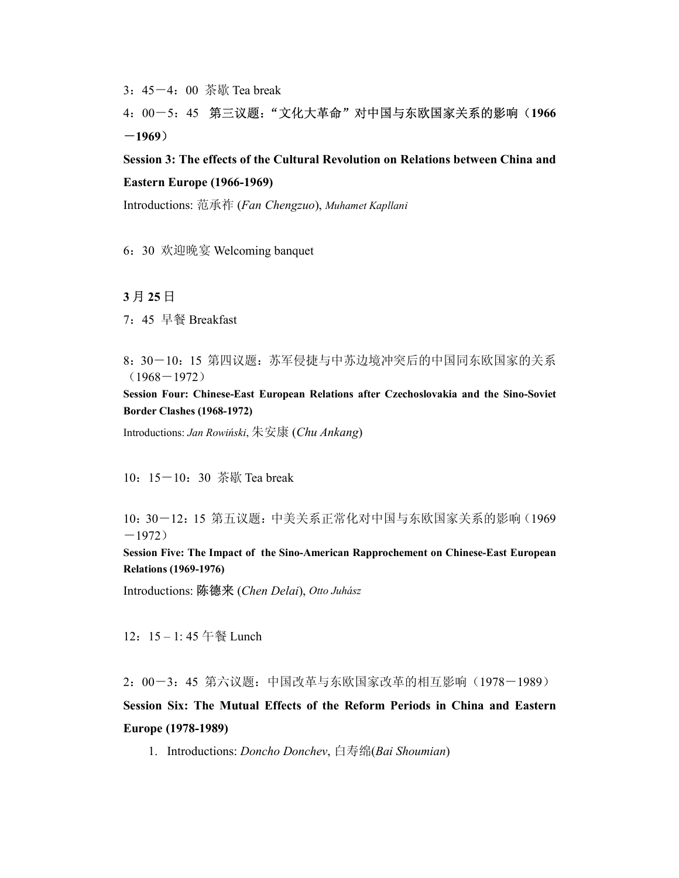3：45－4：00 茶歇 Tea break

4：00－5：45 **第三议题：“文化大革命”对中国与东欧国家关系的影响（1966－1969）**

**Session 3: The effects of the Cultural Revolution on Relations between China and Eastern Europe (1966-1969)**

Introductions: 范承祚 (*Fan Chengzuo*), *Muhamet Kapllani*

6：30 欢迎晚宴 Welcoming banquet

**3 月 25 日**

7：45 早餐 Breakfast

8：30－10：15 第四议题：苏军侵捷与中苏边境冲突后的中国同东欧国家的关系（1968－1972）

**Session Four: Chinese-East European Relations after Czechoslovakia and the Sino-Soviet Border Clashes (1968-1972)**

Introductions: *Jan Rowiński*, 朱安康 (*Chu Ankang*)

10：15－10：30 茶歇 Tea break

10：30－12：15 第五议题：中美关系正常化对中国与东欧国家关系的影响（1969－1972）

**Session Five: The Impact of the Sino-American Rapprochement on Chinese-East European Relations (1969-1976)**

Introductions: **陈德来** (*Chen Delai*), *Otto Juhász*

12：15 – 1: 45 午餐 Lunch

2：00－3：45 第六议题：中国改革与东欧国家改革的相互影响（1978－1989）

**Session Six: The Mutual Effects of the Reform Periods in China and Eastern Europe (1978-1989)**

1. Introductions: *Doncho Donchev*, 白寿绵(*Bai Shoumian*)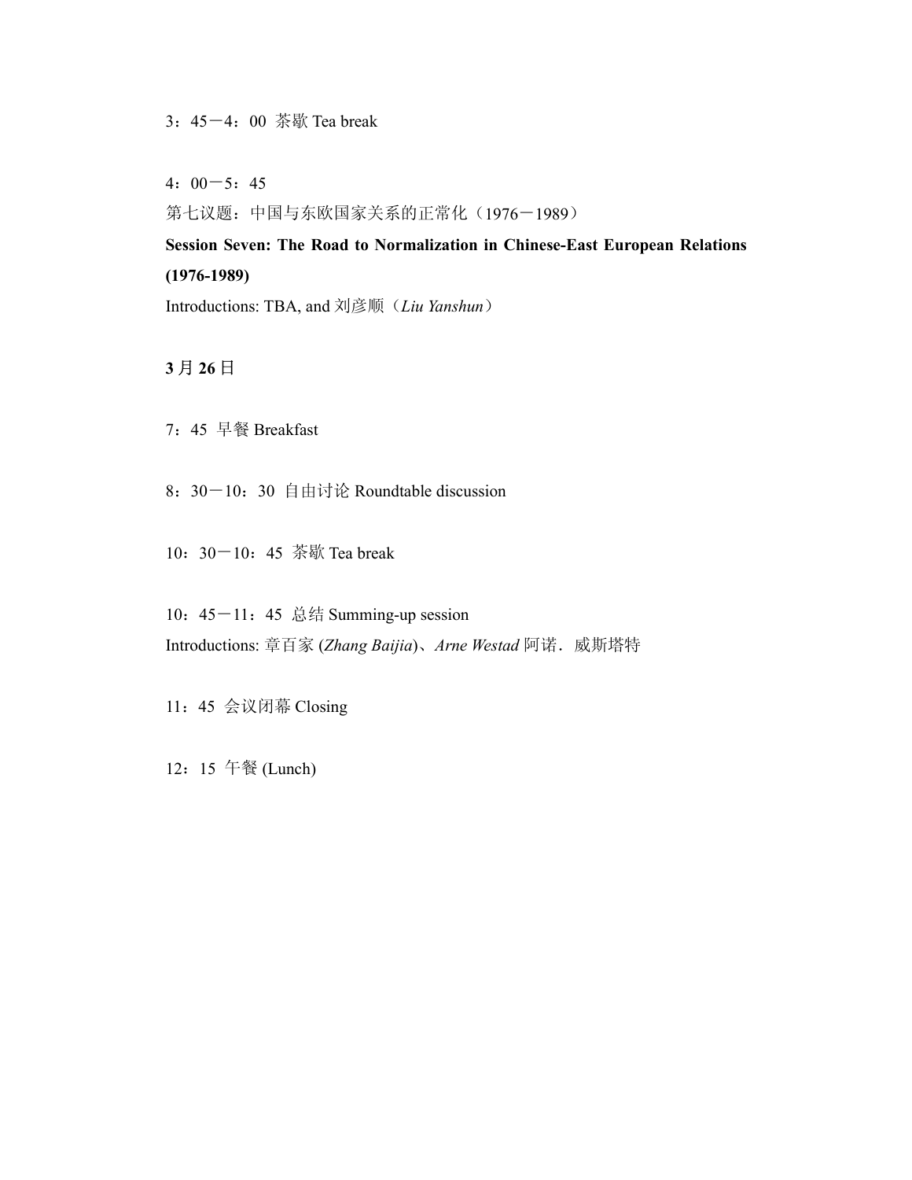3：45－4：00 茶歇 Tea break

4：00－5：45

第七议题：中国与东欧国家关系的正常化（1976－1989）

**Session Seven: The Road to Normalization in Chinese-East European Relations (1976-1989)**

Introductions: TBA, and 刘彦顺（*Liu Yanshun*）

**3 月 26 日**

7：45 早餐 Breakfast

8：30－10：30 自由讨论 Roundtable discussion

10：30－10：45 茶歇 Tea break

10：45－11：45 总结 Summing-up session

Introductions: 章百家 (*Zhang Baijia*)、*Arne Westad* 阿诺．威斯塔特

11：45 会议闭幕 Closing

12：15 午餐 (Lunch)